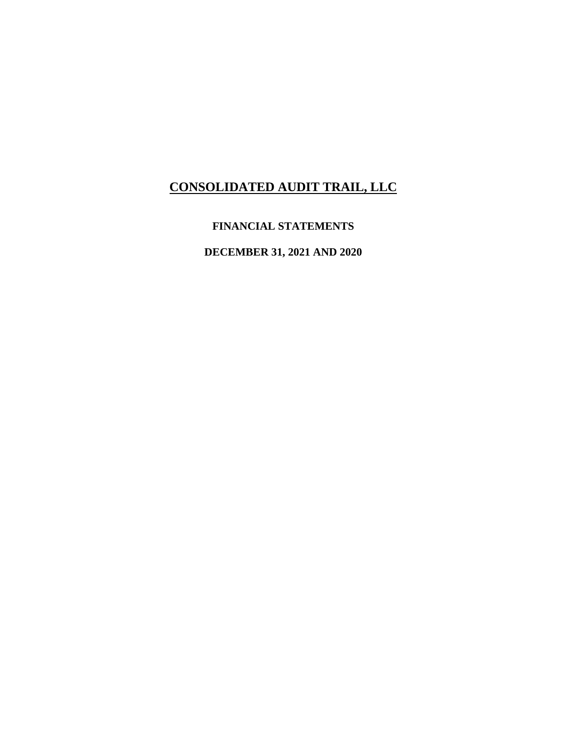# CONSOLIDATED AUDIT TRAIL, LLC

**FINANCIAL STATEMENTS**

**DECEMBER 31, 2021 AND 2020**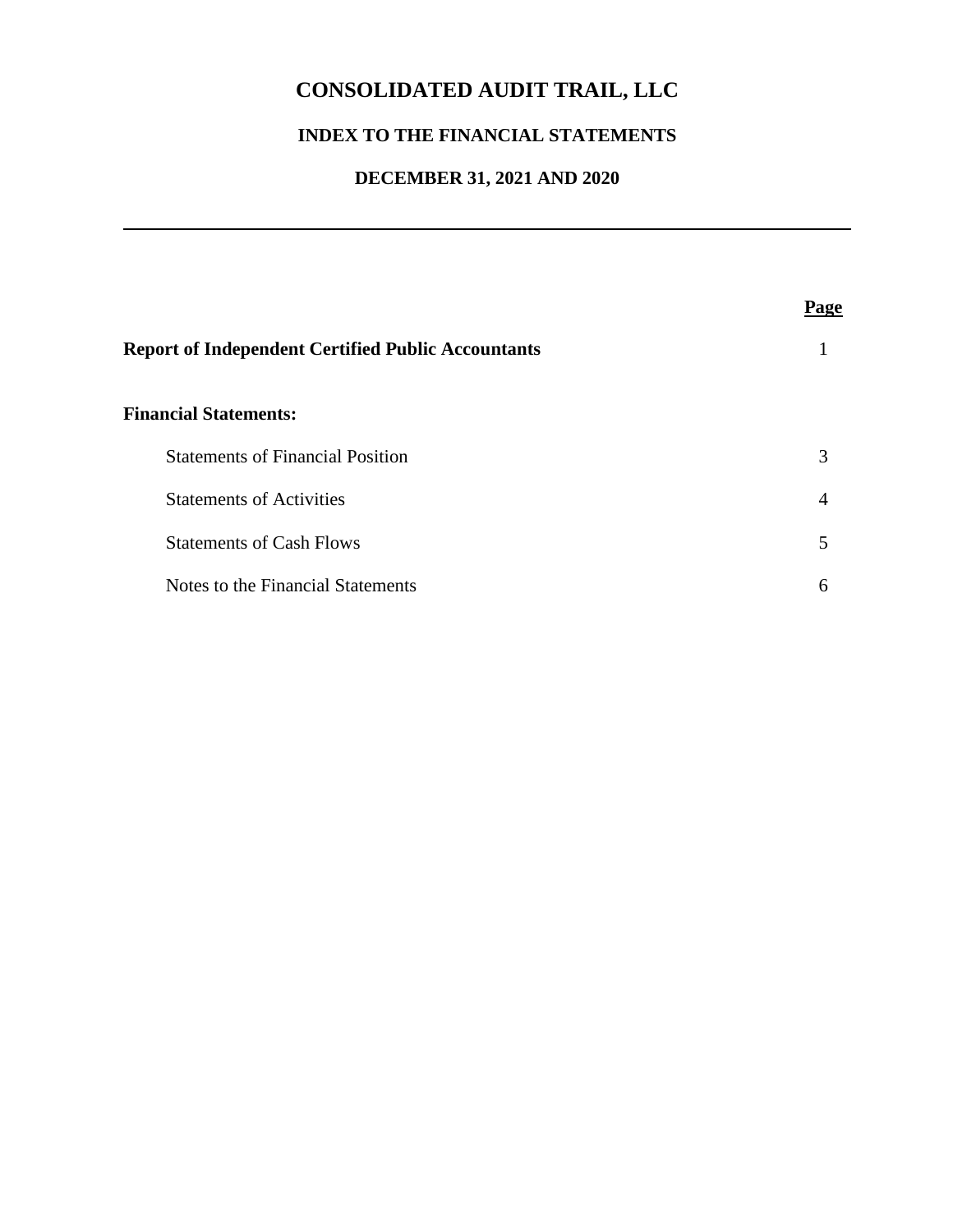# CONSOLIDATED AUDIT TRAIL, LLC

## INDEX TO THE FINANCIAL STATEMENTS

## DECEMBER 31, 2021 AND 2020

---

| | Page |
|---|---|
| **Report of Independent Certified Public Accountants** | 1 |
| **Financial Statements:** | |
| Statements of Financial Position | 3 |
| Statements of Activities | 4 |
| Statements of Cash Flows | 5 |
| Notes to the Financial Statements | 6 |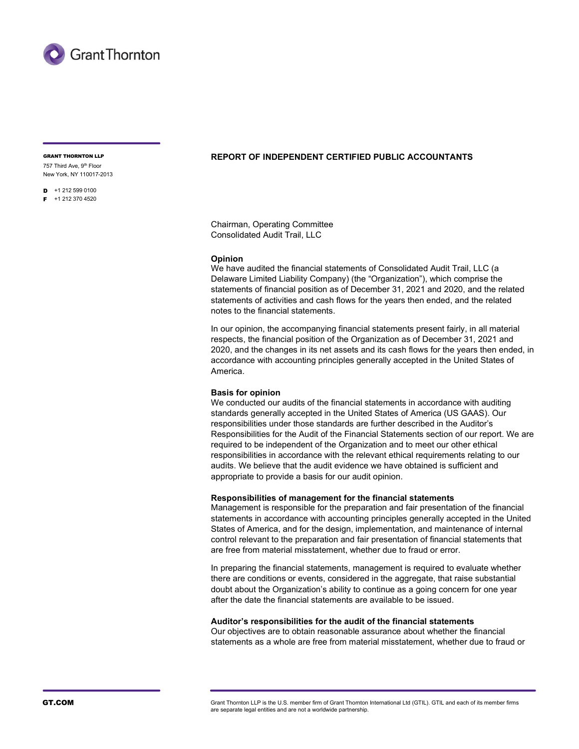GRANT THORNTON LLP
757 Third Ave, 9th Floor
New York, NY 110017-2013

D +1 212 599 0100
F +1 212 370 4520

## REPORT OF INDEPENDENT CERTIFIED PUBLIC ACCOUNTANTS

Chairman, Operating Committee
Consolidated Audit Trail, LLC

**Opinion**

We have audited the financial statements of Consolidated Audit Trail, LLC (a Delaware Limited Liability Company) (the "Organization"), which comprise the statements of financial position as of December 31, 2021 and 2020, and the related statements of activities and cash flows for the years then ended, and the related notes to the financial statements.

In our opinion, the accompanying financial statements present fairly, in all material respects, the financial position of the Organization as of December 31, 2021 and 2020, and the changes in its net assets and its cash flows for the years then ended, in accordance with accounting principles generally accepted in the United States of America.

**Basis for opinion**

We conducted our audits of the financial statements in accordance with auditing standards generally accepted in the United States of America (US GAAS). Our responsibilities under those standards are further described in the Auditor's Responsibilities for the Audit of the Financial Statements section of our report. We are required to be independent of the Organization and to meet our other ethical responsibilities in accordance with the relevant ethical requirements relating to our audits. We believe that the audit evidence we have obtained is sufficient and appropriate to provide a basis for our audit opinion.

**Responsibilities of management for the financial statements**

Management is responsible for the preparation and fair presentation of the financial statements in accordance with accounting principles generally accepted in the United States of America, and for the design, implementation, and maintenance of internal control relevant to the preparation and fair presentation of financial statements that are free from material misstatement, whether due to fraud or error.

In preparing the financial statements, management is required to evaluate whether there are conditions or events, considered in the aggregate, that raise substantial doubt about the Organization's ability to continue as a going concern for one year after the date the financial statements are available to be issued.

**Auditor's responsibilities for the audit of the financial statements**

Our objectives are to obtain reasonable assurance about whether the financial statements as a whole are free from material misstatement, whether due to fraud or

GT.COM

Grant Thornton LLP is the U.S. member firm of Grant Thornton International Ltd (GTIL). GTIL and each of its member firms are separate legal entities and are not a worldwide partnership.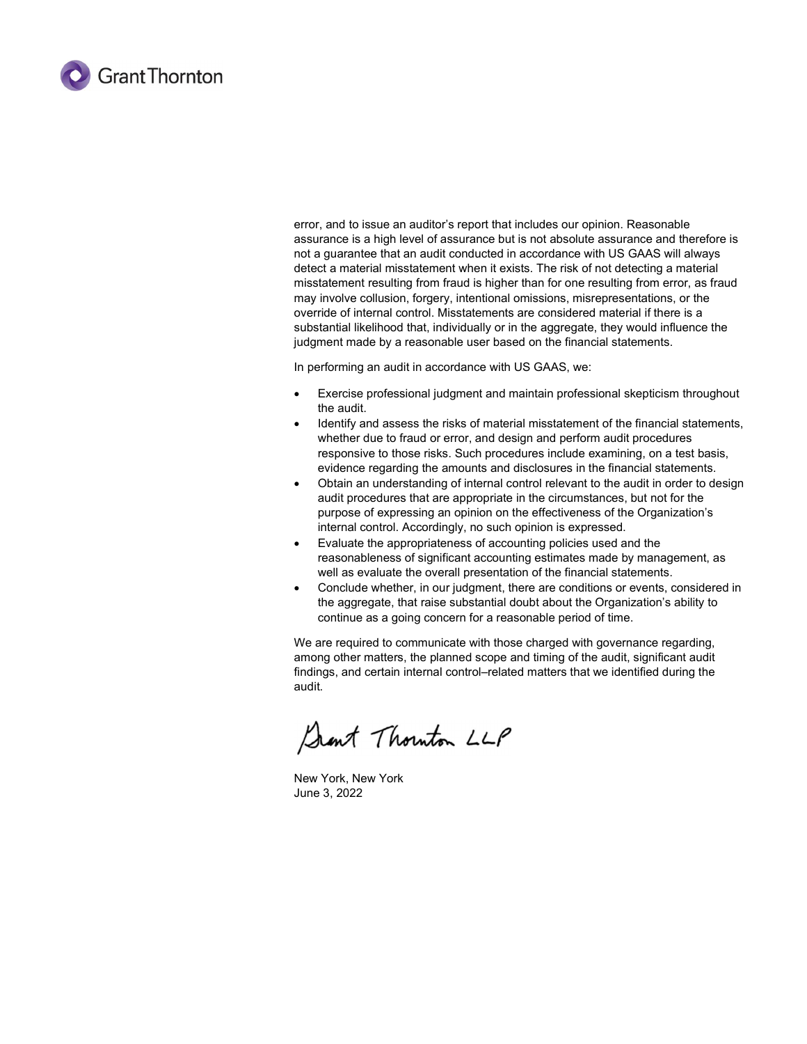error, and to issue an auditor's report that includes our opinion. Reasonable assurance is a high level of assurance but is not absolute assurance and therefore is not a guarantee that an audit conducted in accordance with US GAAS will always detect a material misstatement when it exists. The risk of not detecting a material misstatement resulting from fraud is higher than for one resulting from error, as fraud may involve collusion, forgery, intentional omissions, misrepresentations, or the override of internal control. Misstatements are considered material if there is a substantial likelihood that, individually or in the aggregate, they would influence the judgment made by a reasonable user based on the financial statements.

In performing an audit in accordance with US GAAS, we:

- Exercise professional judgment and maintain professional skepticism throughout the audit.
- Identify and assess the risks of material misstatement of the financial statements, whether due to fraud or error, and design and perform audit procedures responsive to those risks. Such procedures include examining, on a test basis, evidence regarding the amounts and disclosures in the financial statements.
- Obtain an understanding of internal control relevant to the audit in order to design audit procedures that are appropriate in the circumstances, but not for the purpose of expressing an opinion on the effectiveness of the Organization's internal control. Accordingly, no such opinion is expressed.
- Evaluate the appropriateness of accounting policies used and the reasonableness of significant accounting estimates made by management, as well as evaluate the overall presentation of the financial statements.
- Conclude whether, in our judgment, there are conditions or events, considered in the aggregate, that raise substantial doubt about the Organization's ability to continue as a going concern for a reasonable period of time.

We are required to communicate with those charged with governance regarding, among other matters, the planned scope and timing of the audit, significant audit findings, and certain internal control–related matters that we identified during the audit.

Grant Thornton LLP

New York, New York
June 3, 2022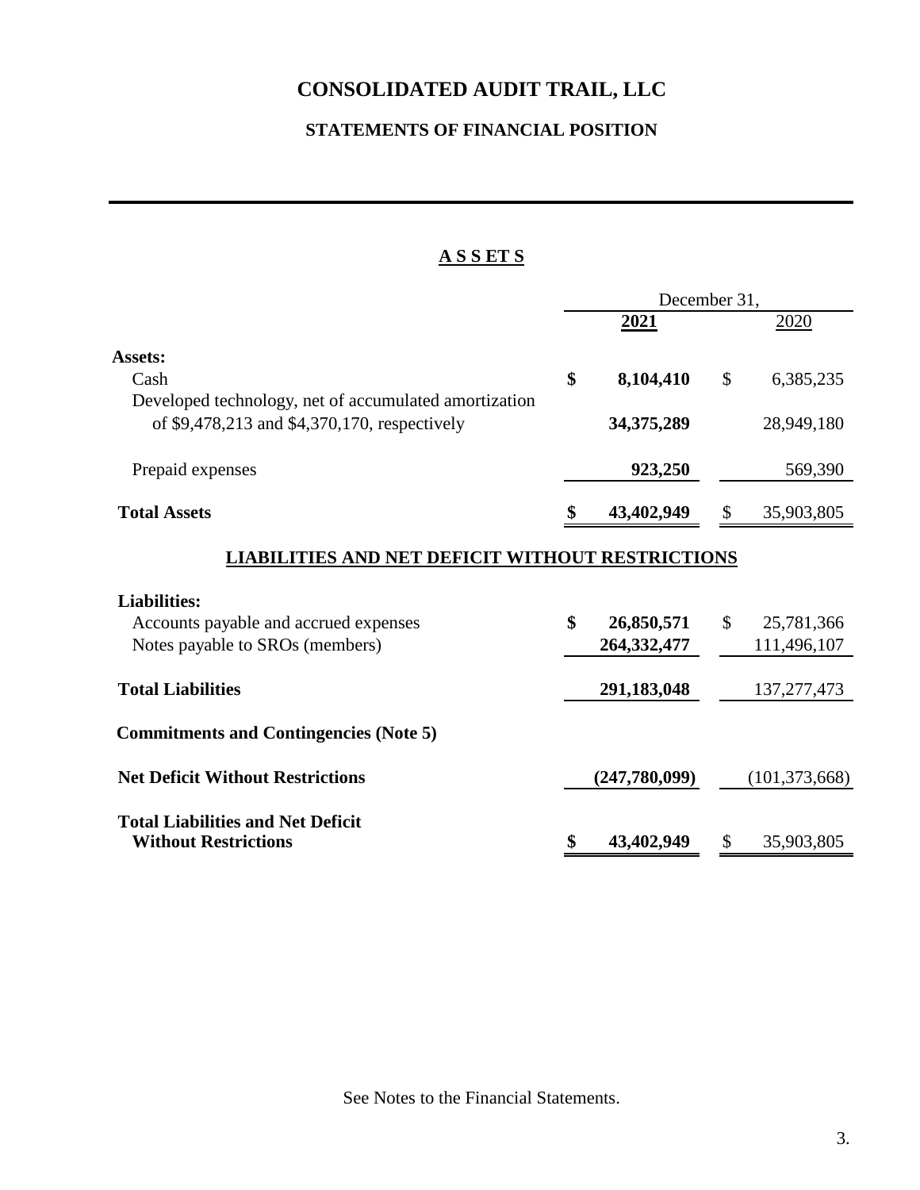# CONSOLIDATED AUDIT TRAIL, LLC

## STATEMENTS OF FINANCIAL POSITION

### ASSETS

| | December 31, 2021 | December 31, 2020 |
|---|---|---|
| **Assets:** | | |
| Cash | **$ 8,104,410** | $ 6,385,235 |
| Developed technology, net of accumulated amortization of $9,478,213 and $4,370,170, respectively | **34,375,289** | 28,949,180 |
| Prepaid expenses | **923,250** | 569,390 |
| **Total Assets** | **$ 43,402,949** | $ 35,903,805 |

### LIABILITIES AND NET DEFICIT WITHOUT RESTRICTIONS

| | 2021 | 2020 |
|---|---|---|
| **Liabilities:** | | |
| Accounts payable and accrued expenses | **$ 26,850,571** | $ 25,781,366 |
| Notes payable to SROs (members) | **264,332,477** | 111,496,107 |
| **Total Liabilities** | **291,183,048** | 137,277,473 |
| **Commitments and Contingencies (Note 5)** | | |
| **Net Deficit Without Restrictions** | **(247,780,099)** | (101,373,668) |
| **Total Liabilities and Net Deficit Without Restrictions** | **$ 43,402,949** | $ 35,903,805 |

See Notes to the Financial Statements.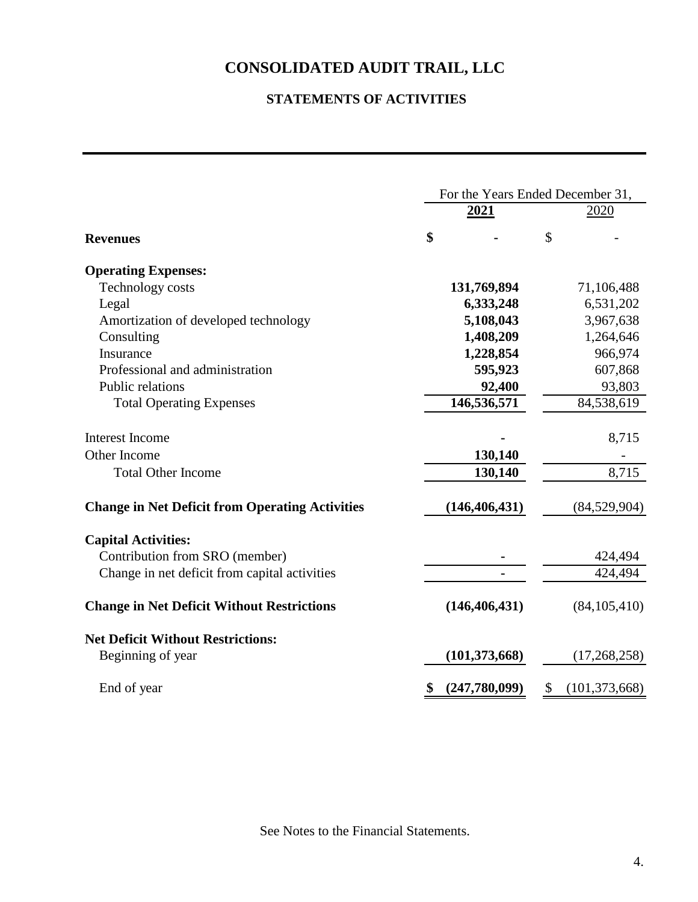# CONSOLIDATED AUDIT TRAIL, LLC

## STATEMENTS OF ACTIVITIES

| | For the Years Ended December 31, | |
|---|---|---|
| | **2021** | 2020 |
| **Revenues** | **$ -** | $ - |
| **Operating Expenses:** | | |
| Technology costs | **131,769,894** | 71,106,488 |
| Legal | **6,333,248** | 6,531,202 |
| Amortization of developed technology | **5,108,043** | 3,967,638 |
| Consulting | **1,408,209** | 1,264,646 |
| Insurance | **1,228,854** | 966,974 |
| Professional and administration | **595,923** | 607,868 |
| Public relations | **92,400** | 93,803 |
| Total Operating Expenses | **146,536,571** | 84,538,619 |
| Interest Income | **-** | 8,715 |
| Other Income | **130,140** | - |
| Total Other Income | **130,140** | 8,715 |
| **Change in Net Deficit from Operating Activities** | **(146,406,431)** | (84,529,904) |
| **Capital Activities:** | | |
| Contribution from SRO (member) | **-** | 424,494 |
| Change in net deficit from capital activities | **-** | 424,494 |
| **Change in Net Deficit Without Restrictions** | **(146,406,431)** | (84,105,410) |
| **Net Deficit Without Restrictions:** | | |
| Beginning of year | **(101,373,668)** | (17,268,258) |
| End of year | **$ (247,780,099)** | $ (101,373,668) |

See Notes to the Financial Statements.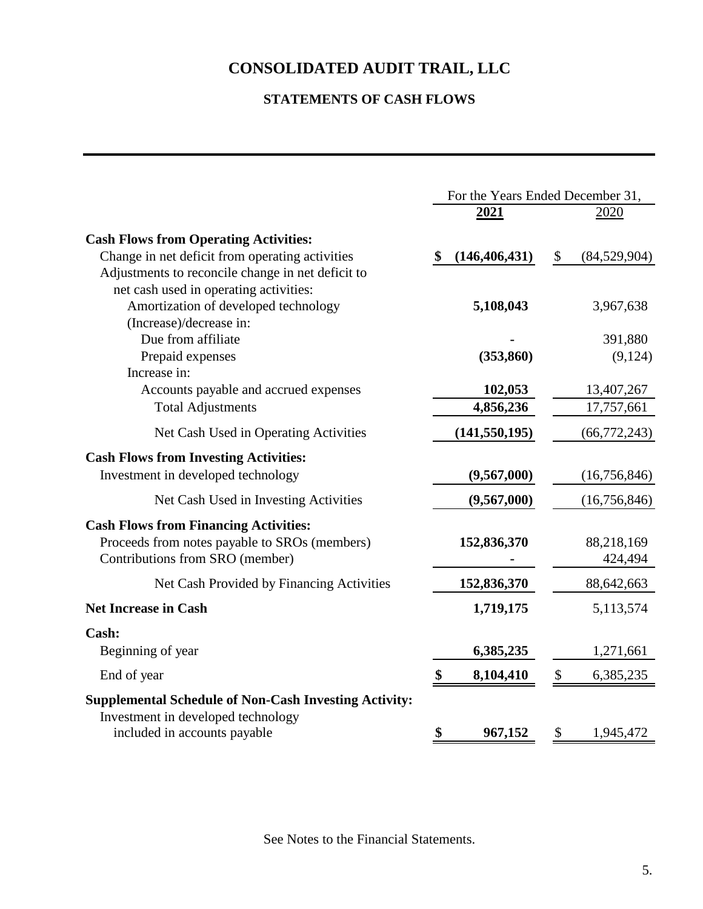# CONSOLIDATED AUDIT TRAIL, LLC

## STATEMENTS OF CASH FLOWS

| | For the Years Ended December 31, | |
|---|---|---|
| | **2021** | 2020 |
| **Cash Flows from Operating Activities:** | | |
| Change in net deficit from operating activities | **$ (146,406,431)** | $ (84,529,904) |
| Adjustments to reconcile change in net deficit to net cash used in operating activities: | | |
| Amortization of developed technology | **5,108,043** | 3,967,638 |
| (Increase)/decrease in: | | |
| Due from affiliate | **-** | 391,880 |
| Prepaid expenses | **(353,860)** | (9,124) |
| Increase in: | | |
| Accounts payable and accrued expenses | **102,053** | 13,407,267 |
| Total Adjustments | **4,856,236** | 17,757,661 |
| Net Cash Used in Operating Activities | **(141,550,195)** | (66,772,243) |
| **Cash Flows from Investing Activities:** | | |
| Investment in developed technology | **(9,567,000)** | (16,756,846) |
| Net Cash Used in Investing Activities | **(9,567,000)** | (16,756,846) |
| **Cash Flows from Financing Activities:** | | |
| Proceeds from notes payable to SROs (members) | **152,836,370** | 88,218,169 |
| Contributions from SRO (member) | **-** | 424,494 |
| Net Cash Provided by Financing Activities | **152,836,370** | 88,642,663 |
| **Net Increase in Cash** | **1,719,175** | 5,113,574 |
| **Cash:** | | |
| Beginning of year | **6,385,235** | 1,271,661 |
| End of year | **$ 8,104,410** | $ 6,385,235 |
| **Supplemental Schedule of Non-Cash Investing Activity:** | | |
| Investment in developed technology included in accounts payable | **$ 967,152** | $ 1,945,472 |

See Notes to the Financial Statements.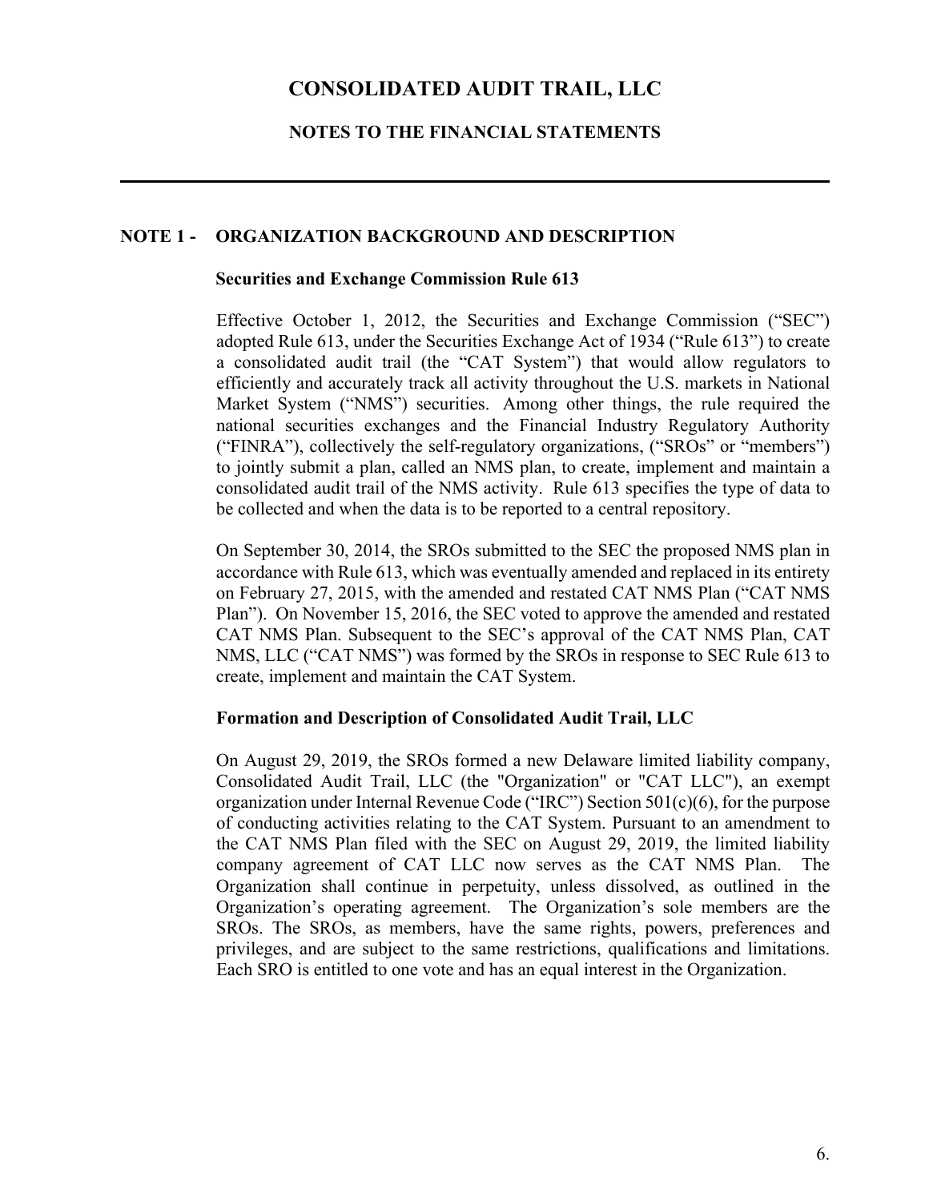# CONSOLIDATED AUDIT TRAIL, LLC

## NOTES TO THE FINANCIAL STATEMENTS

---

### NOTE 1 - ORGANIZATION BACKGROUND AND DESCRIPTION

**Securities and Exchange Commission Rule 613**

Effective October 1, 2012, the Securities and Exchange Commission ("SEC") adopted Rule 613, under the Securities Exchange Act of 1934 ("Rule 613") to create a consolidated audit trail (the "CAT System") that would allow regulators to efficiently and accurately track all activity throughout the U.S. markets in National Market System ("NMS") securities. Among other things, the rule required the national securities exchanges and the Financial Industry Regulatory Authority ("FINRA"), collectively the self-regulatory organizations, ("SROs" or "members") to jointly submit a plan, called an NMS plan, to create, implement and maintain a consolidated audit trail of the NMS activity. Rule 613 specifies the type of data to be collected and when the data is to be reported to a central repository.

On September 30, 2014, the SROs submitted to the SEC the proposed NMS plan in accordance with Rule 613, which was eventually amended and replaced in its entirety on February 27, 2015, with the amended and restated CAT NMS Plan ("CAT NMS Plan"). On November 15, 2016, the SEC voted to approve the amended and restated CAT NMS Plan. Subsequent to the SEC's approval of the CAT NMS Plan, CAT NMS, LLC ("CAT NMS") was formed by the SROs in response to SEC Rule 613 to create, implement and maintain the CAT System.

**Formation and Description of Consolidated Audit Trail, LLC**

On August 29, 2019, the SROs formed a new Delaware limited liability company, Consolidated Audit Trail, LLC (the "Organization" or "CAT LLC"), an exempt organization under Internal Revenue Code ("IRC") Section 501(c)(6), for the purpose of conducting activities relating to the CAT System. Pursuant to an amendment to the CAT NMS Plan filed with the SEC on August 29, 2019, the limited liability company agreement of CAT LLC now serves as the CAT NMS Plan. The Organization shall continue in perpetuity, unless dissolved, as outlined in the Organization's operating agreement. The Organization's sole members are the SROs. The SROs, as members, have the same rights, powers, preferences and privileges, and are subject to the same restrictions, qualifications and limitations. Each SRO is entitled to one vote and has an equal interest in the Organization.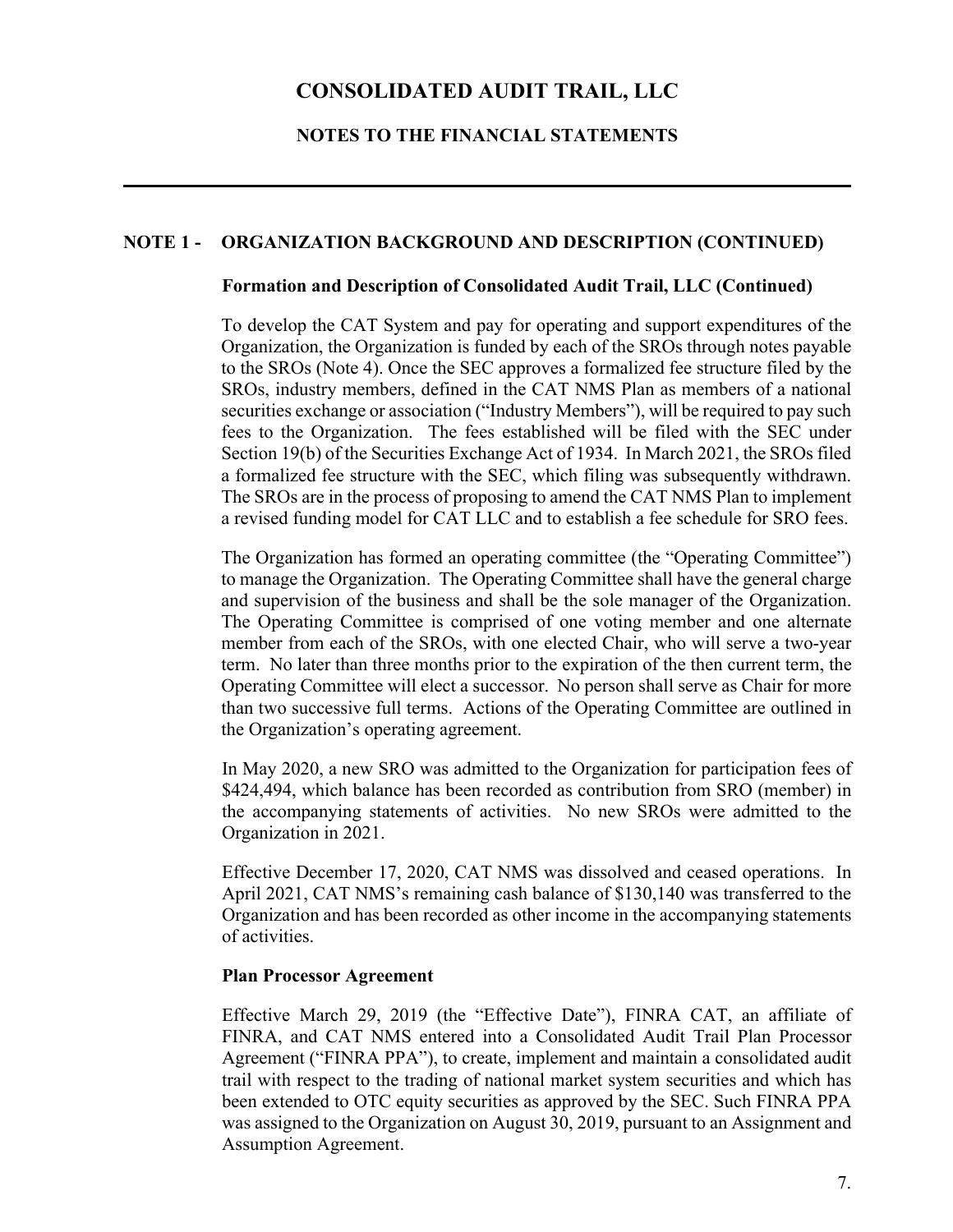## NOTE 1 - ORGANIZATION BACKGROUND AND DESCRIPTION (CONTINUED)

### Formation and Description of Consolidated Audit Trail, LLC (Continued)

To develop the CAT System and pay for operating and support expenditures of the Organization, the Organization is funded by each of the SROs through notes payable to the SROs (Note 4). Once the SEC approves a formalized fee structure filed by the SROs, industry members, defined in the CAT NMS Plan as members of a national securities exchange or association ("Industry Members"), will be required to pay such fees to the Organization. The fees established will be filed with the SEC under Section 19(b) of the Securities Exchange Act of 1934. In March 2021, the SROs filed a formalized fee structure with the SEC, which filing was subsequently withdrawn. The SROs are in the process of proposing to amend the CAT NMS Plan to implement a revised funding model for CAT LLC and to establish a fee schedule for SRO fees.

The Organization has formed an operating committee (the "Operating Committee") to manage the Organization. The Operating Committee shall have the general charge and supervision of the business and shall be the sole manager of the Organization. The Operating Committee is comprised of one voting member and one alternate member from each of the SROs, with one elected Chair, who will serve a two-year term. No later than three months prior to the expiration of the then current term, the Operating Committee will elect a successor. No person shall serve as Chair for more than two successive full terms. Actions of the Operating Committee are outlined in the Organization's operating agreement.

In May 2020, a new SRO was admitted to the Organization for participation fees of \$424,494, which balance has been recorded as contribution from SRO (member) in the accompanying statements of activities. No new SROs were admitted to the Organization in 2021.

Effective December 17, 2020, CAT NMS was dissolved and ceased operations. In April 2021, CAT NMS's remaining cash balance of \$130,140 was transferred to the Organization and has been recorded as other income in the accompanying statements of activities.

### Plan Processor Agreement

Effective March 29, 2019 (the "Effective Date"), FINRA CAT, an affiliate of FINRA, and CAT NMS entered into a Consolidated Audit Trail Plan Processor Agreement ("FINRA PPA"), to create, implement and maintain a consolidated audit trail with respect to the trading of national market system securities and which has been extended to OTC equity securities as approved by the SEC. Such FINRA PPA was assigned to the Organization on August 30, 2019, pursuant to an Assignment and Assumption Agreement.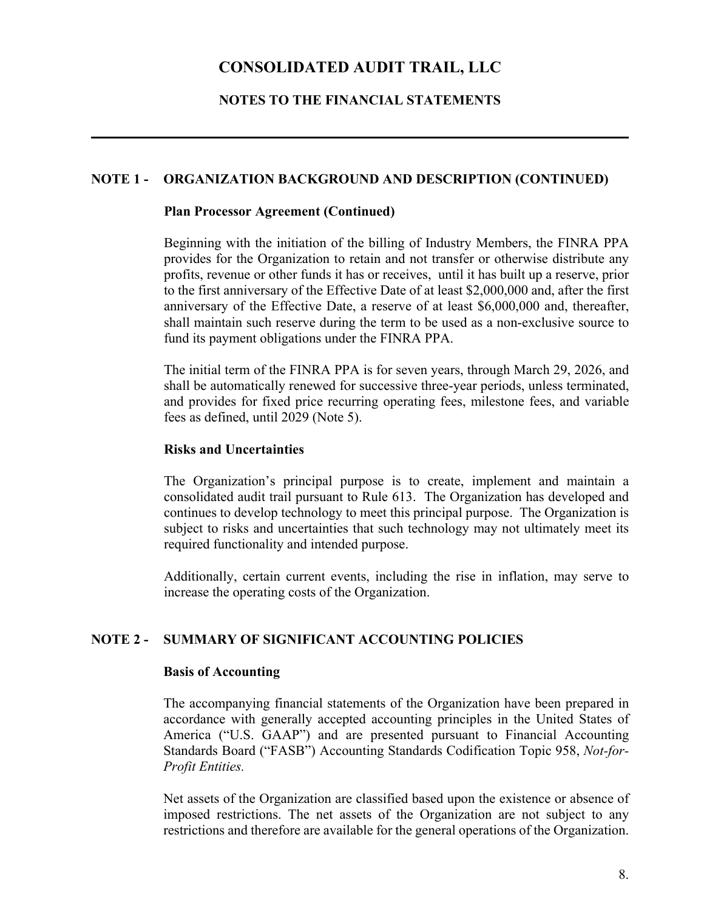# CONSOLIDATED AUDIT TRAIL, LLC

## NOTES TO THE FINANCIAL STATEMENTS

---

### NOTE 1 - ORGANIZATION BACKGROUND AND DESCRIPTION (CONTINUED)

**Plan Processor Agreement (Continued)**

Beginning with the initiation of the billing of Industry Members, the FINRA PPA provides for the Organization to retain and not transfer or otherwise distribute any profits, revenue or other funds it has or receives, until it has built up a reserve, prior to the first anniversary of the Effective Date of at least $2,000,000 and, after the first anniversary of the Effective Date, a reserve of at least $6,000,000 and, thereafter, shall maintain such reserve during the term to be used as a non-exclusive source to fund its payment obligations under the FINRA PPA.

The initial term of the FINRA PPA is for seven years, through March 29, 2026, and shall be automatically renewed for successive three-year periods, unless terminated, and provides for fixed price recurring operating fees, milestone fees, and variable fees as defined, until 2029 (Note 5).

**Risks and Uncertainties**

The Organization's principal purpose is to create, implement and maintain a consolidated audit trail pursuant to Rule 613. The Organization has developed and continues to develop technology to meet this principal purpose. The Organization is subject to risks and uncertainties that such technology may not ultimately meet its required functionality and intended purpose.

Additionally, certain current events, including the rise in inflation, may serve to increase the operating costs of the Organization.

### NOTE 2 - SUMMARY OF SIGNIFICANT ACCOUNTING POLICIES

**Basis of Accounting**

The accompanying financial statements of the Organization have been prepared in accordance with generally accepted accounting principles in the United States of America ("U.S. GAAP") and are presented pursuant to Financial Accounting Standards Board ("FASB") Accounting Standards Codification Topic 958, *Not-for-Profit Entities.*

Net assets of the Organization are classified based upon the existence or absence of imposed restrictions. The net assets of the Organization are not subject to any restrictions and therefore are available for the general operations of the Organization.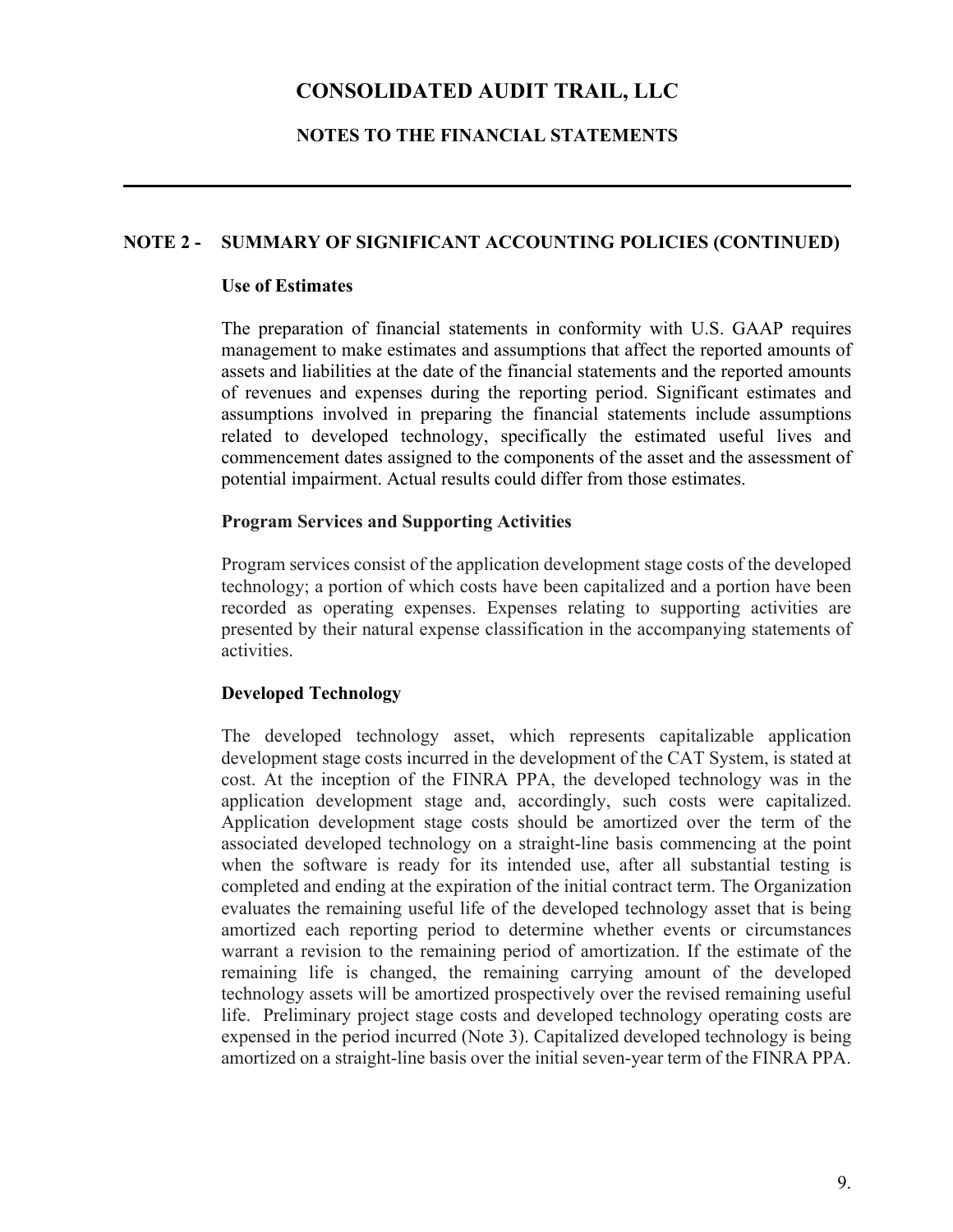# CONSOLIDATED AUDIT TRAIL, LLC

## NOTES TO THE FINANCIAL STATEMENTS

### NOTE 2 - SUMMARY OF SIGNIFICANT ACCOUNTING POLICIES (CONTINUED)

**Use of Estimates**

The preparation of financial statements in conformity with U.S. GAAP requires management to make estimates and assumptions that affect the reported amounts of assets and liabilities at the date of the financial statements and the reported amounts of revenues and expenses during the reporting period. Significant estimates and assumptions involved in preparing the financial statements include assumptions related to developed technology, specifically the estimated useful lives and commencement dates assigned to the components of the asset and the assessment of potential impairment. Actual results could differ from those estimates.

**Program Services and Supporting Activities**

Program services consist of the application development stage costs of the developed technology; a portion of which costs have been capitalized and a portion have been recorded as operating expenses. Expenses relating to supporting activities are presented by their natural expense classification in the accompanying statements of activities.

**Developed Technology**

The developed technology asset, which represents capitalizable application development stage costs incurred in the development of the CAT System, is stated at cost. At the inception of the FINRA PPA, the developed technology was in the application development stage and, accordingly, such costs were capitalized. Application development stage costs should be amortized over the term of the associated developed technology on a straight-line basis commencing at the point when the software is ready for its intended use, after all substantial testing is completed and ending at the expiration of the initial contract term. The Organization evaluates the remaining useful life of the developed technology asset that is being amortized each reporting period to determine whether events or circumstances warrant a revision to the remaining period of amortization. If the estimate of the remaining life is changed, the remaining carrying amount of the developed technology assets will be amortized prospectively over the revised remaining useful life. Preliminary project stage costs and developed technology operating costs are expensed in the period incurred (Note 3). Capitalized developed technology is being amortized on a straight-line basis over the initial seven-year term of the FINRA PPA.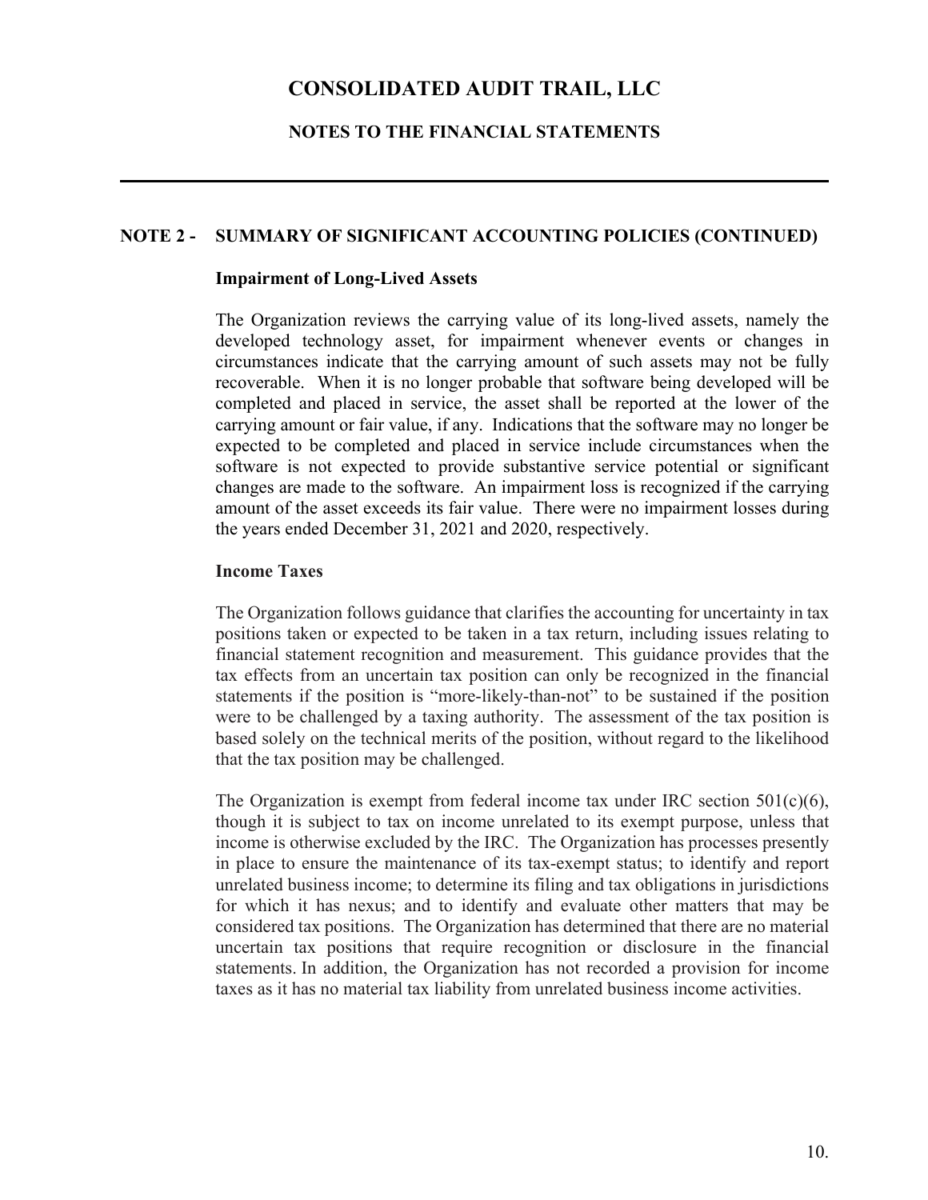## NOTE 2 - SUMMARY OF SIGNIFICANT ACCOUNTING POLICIES (CONTINUED)

### Impairment of Long-Lived Assets

The Organization reviews the carrying value of its long-lived assets, namely the developed technology asset, for impairment whenever events or changes in circumstances indicate that the carrying amount of such assets may not be fully recoverable. When it is no longer probable that software being developed will be completed and placed in service, the asset shall be reported at the lower of the carrying amount or fair value, if any. Indications that the software may no longer be expected to be completed and placed in service include circumstances when the software is not expected to provide substantive service potential or significant changes are made to the software. An impairment loss is recognized if the carrying amount of the asset exceeds its fair value. There were no impairment losses during the years ended December 31, 2021 and 2020, respectively.

### Income Taxes

The Organization follows guidance that clarifies the accounting for uncertainty in tax positions taken or expected to be taken in a tax return, including issues relating to financial statement recognition and measurement. This guidance provides that the tax effects from an uncertain tax position can only be recognized in the financial statements if the position is "more-likely-than-not" to be sustained if the position were to be challenged by a taxing authority. The assessment of the tax position is based solely on the technical merits of the position, without regard to the likelihood that the tax position may be challenged.

The Organization is exempt from federal income tax under IRC section 501(c)(6), though it is subject to tax on income unrelated to its exempt purpose, unless that income is otherwise excluded by the IRC. The Organization has processes presently in place to ensure the maintenance of its tax-exempt status; to identify and report unrelated business income; to determine its filing and tax obligations in jurisdictions for which it has nexus; and to identify and evaluate other matters that may be considered tax positions. The Organization has determined that there are no material uncertain tax positions that require recognition or disclosure in the financial statements. In addition, the Organization has not recorded a provision for income taxes as it has no material tax liability from unrelated business income activities.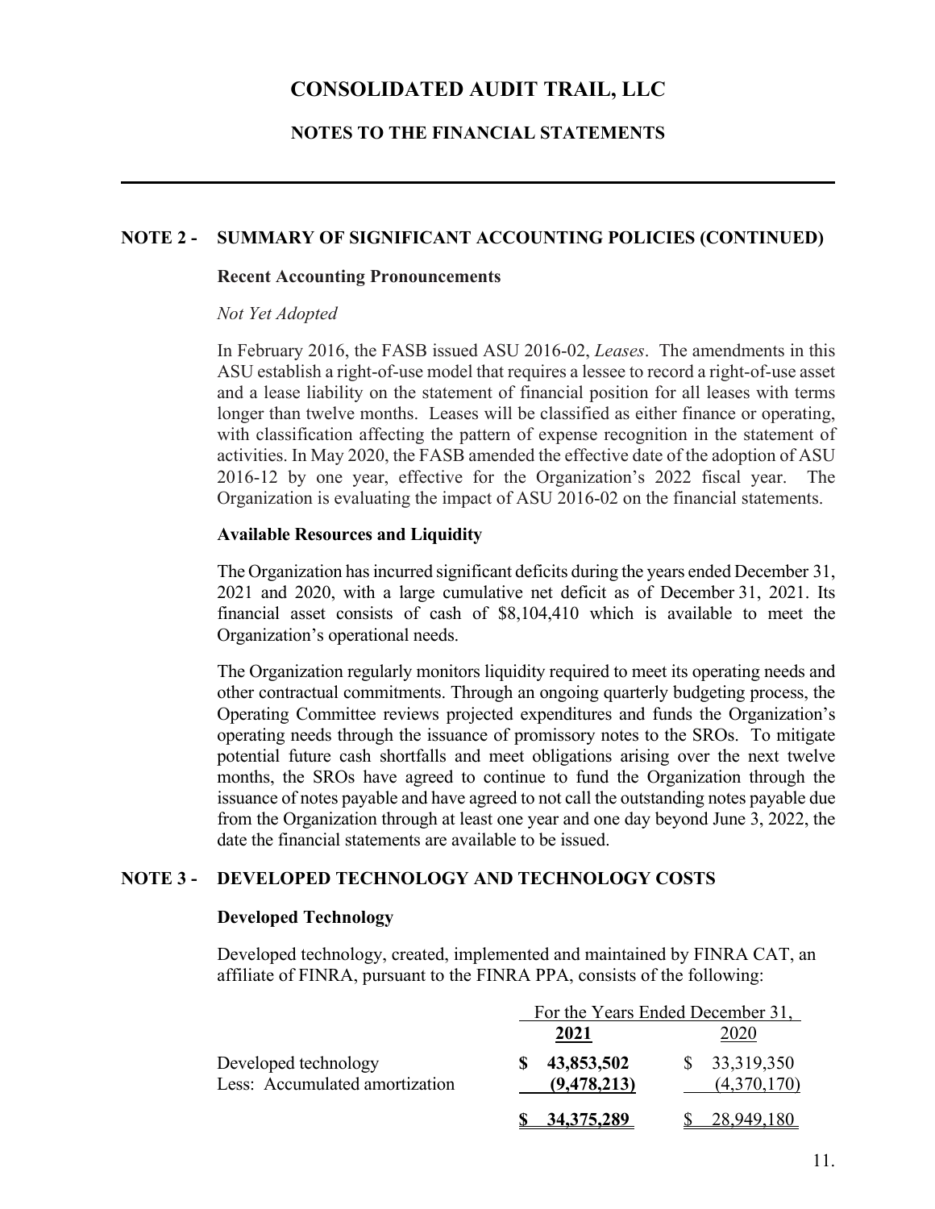# CONSOLIDATED AUDIT TRAIL, LLC

## NOTES TO THE FINANCIAL STATEMENTS

### NOTE 2 - SUMMARY OF SIGNIFICANT ACCOUNTING POLICIES (CONTINUED)

**Recent Accounting Pronouncements**

*Not Yet Adopted*

In February 2016, the FASB issued ASU 2016-02, *Leases*. The amendments in this ASU establish a right-of-use model that requires a lessee to record a right-of-use asset and a lease liability on the statement of financial position for all leases with terms longer than twelve months. Leases will be classified as either finance or operating, with classification affecting the pattern of expense recognition in the statement of activities. In May 2020, the FASB amended the effective date of the adoption of ASU 2016-12 by one year, effective for the Organization's 2022 fiscal year. The Organization is evaluating the impact of ASU 2016-02 on the financial statements.

**Available Resources and Liquidity**

The Organization has incurred significant deficits during the years ended December 31, 2021 and 2020, with a large cumulative net deficit as of December 31, 2021. Its financial asset consists of cash of $8,104,410 which is available to meet the Organization's operational needs.

The Organization regularly monitors liquidity required to meet its operating needs and other contractual commitments. Through an ongoing quarterly budgeting process, the Operating Committee reviews projected expenditures and funds the Organization's operating needs through the issuance of promissory notes to the SROs. To mitigate potential future cash shortfalls and meet obligations arising over the next twelve months, the SROs have agreed to continue to fund the Organization through the issuance of notes payable and have agreed to not call the outstanding notes payable due from the Organization through at least one year and one day beyond June 3, 2022, the date the financial statements are available to be issued.

### NOTE 3 - DEVELOPED TECHNOLOGY AND TECHNOLOGY COSTS

**Developed Technology**

Developed technology, created, implemented and maintained by FINRA CAT, an affiliate of FINRA, pursuant to the FINRA PPA, consists of the following:

| | For the Years Ended December 31, | |
|---|---|---|
| | **2021** | 2020 |
| Developed technology | **$ 43,853,502** | $ 33,319,350 |
| Less: Accumulated amortization | **(9,478,213)** | (4,370,170) |
| | **$ 34,375,289** | $ 28,949,180 |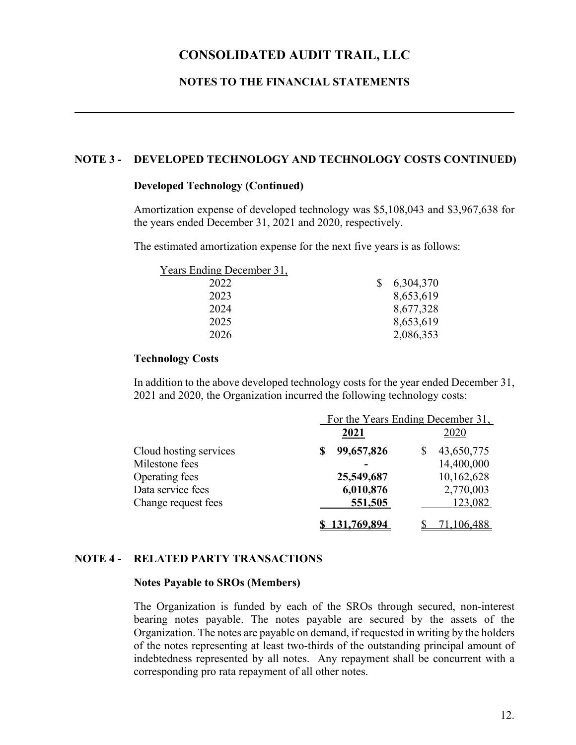# CONSOLIDATED AUDIT TRAIL, LLC

## NOTES TO THE FINANCIAL STATEMENTS

---

### NOTE 3 - DEVELOPED TECHNOLOGY AND TECHNOLOGY COSTS CONTINUED)

**Developed Technology (Continued)**

Amortization expense of developed technology was $5,108,043 and $3,967,638 for the years ended December 31, 2021 and 2020, respectively.

The estimated amortization expense for the next five years is as follows:

| Years Ending December 31, | |
|---|---|
| 2022 | $ 6,304,370 |
| 2023 | 8,653,619 |
| 2024 | 8,677,328 |
| 2025 | 8,653,619 |
| 2026 | 2,086,353 |

**Technology Costs**

In addition to the above developed technology costs for the year ended December 31, 2021 and 2020, the Organization incurred the following technology costs:

| | For the Years Ending December 31, | |
|---|---|---|
| | **2021** | 2020 |
| Cloud hosting services | **$ 99,657,826** | $ 43,650,775 |
| Milestone fees | **-** | 14,400,000 |
| Operating fees | **25,549,687** | 10,162,628 |
| Data service fees | **6,010,876** | 2,770,003 |
| Change request fees | **551,505** | 123,082 |
| | **$ 131,769,894** | $ 71,106,488 |

### NOTE 4 - RELATED PARTY TRANSACTIONS

**Notes Payable to SROs (Members)**

The Organization is funded by each of the SROs through secured, non-interest bearing notes payable. The notes payable are secured by the assets of the Organization. The notes are payable on demand, if requested in writing by the holders of the notes representing at least two-thirds of the outstanding principal amount of indebtedness represented by all notes. Any repayment shall be concurrent with a corresponding pro rata repayment of all other notes.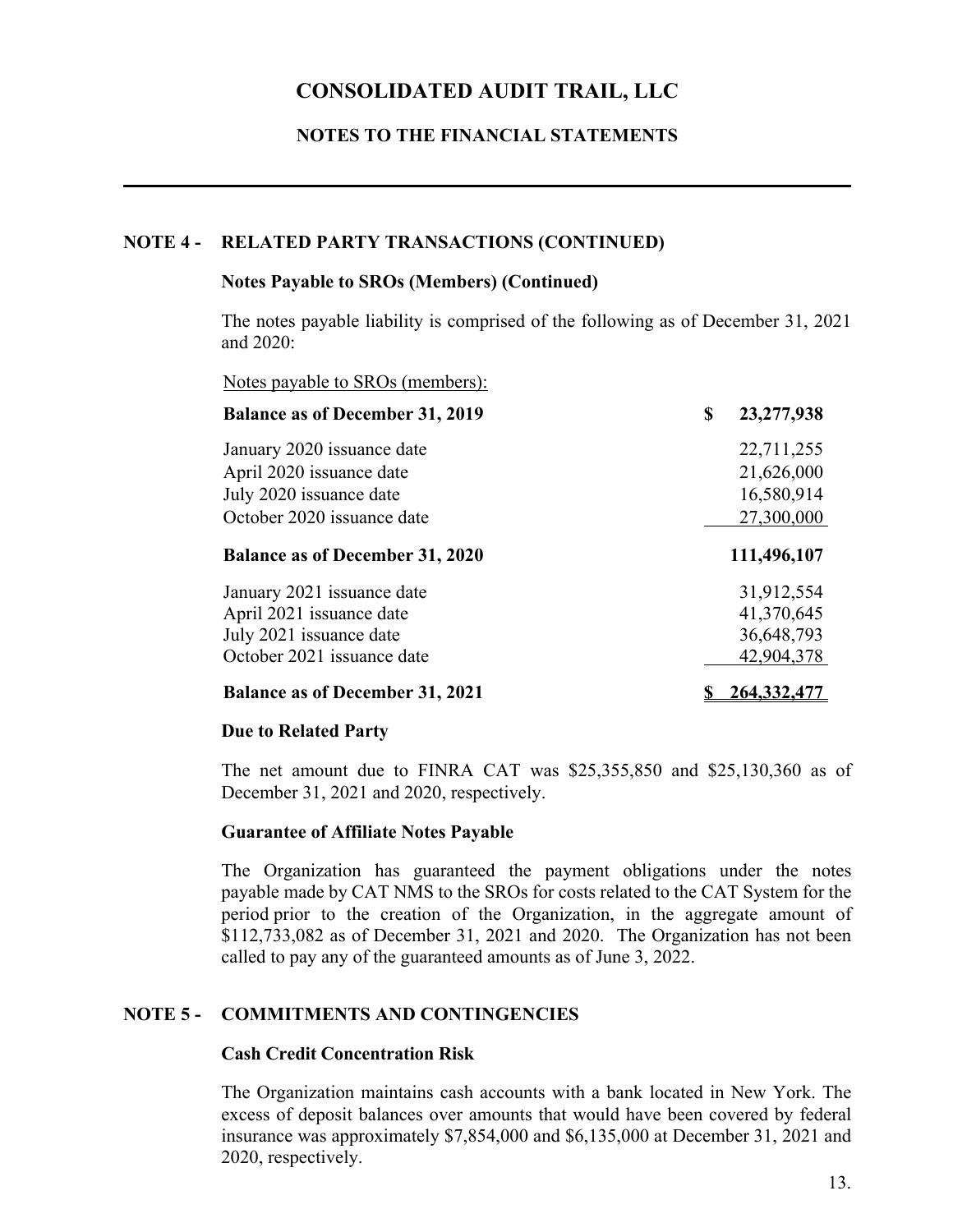# CONSOLIDATED AUDIT TRAIL, LLC

## NOTES TO THE FINANCIAL STATEMENTS

---

### NOTE 4 - RELATED PARTY TRANSACTIONS (CONTINUED)

**Notes Payable to SROs (Members) (Continued)**

The notes payable liability is comprised of the following as of December 31, 2021 and 2020:

| Notes payable to SROs (members): | |
|---|---|
| **Balance as of December 31, 2019** | **$ 23,277,938** |
| January 2020 issuance date | 22,711,255 |
| April 2020 issuance date | 21,626,000 |
| July 2020 issuance date | 16,580,914 |
| October 2020 issuance date | 27,300,000 |
| **Balance as of December 31, 2020** | **111,496,107** |
| January 2021 issuance date | 31,912,554 |
| April 2021 issuance date | 41,370,645 |
| July 2021 issuance date | 36,648,793 |
| October 2021 issuance date | 42,904,378 |
| **Balance as of December 31, 2021** | **$ 264,332,477** |

**Due to Related Party**

The net amount due to FINRA CAT was $25,355,850 and $25,130,360 as of December 31, 2021 and 2020, respectively.

**Guarantee of Affiliate Notes Payable**

The Organization has guaranteed the payment obligations under the notes payable made by CAT NMS to the SROs for costs related to the CAT System for the period prior to the creation of the Organization, in the aggregate amount of $112,733,082 as of December 31, 2021 and 2020. The Organization has not been called to pay any of the guaranteed amounts as of June 3, 2022.

### NOTE 5 - COMMITMENTS AND CONTINGENCIES

**Cash Credit Concentration Risk**

The Organization maintains cash accounts with a bank located in New York. The excess of deposit balances over amounts that would have been covered by federal insurance was approximately $7,854,000 and $6,135,000 at December 31, 2021 and 2020, respectively.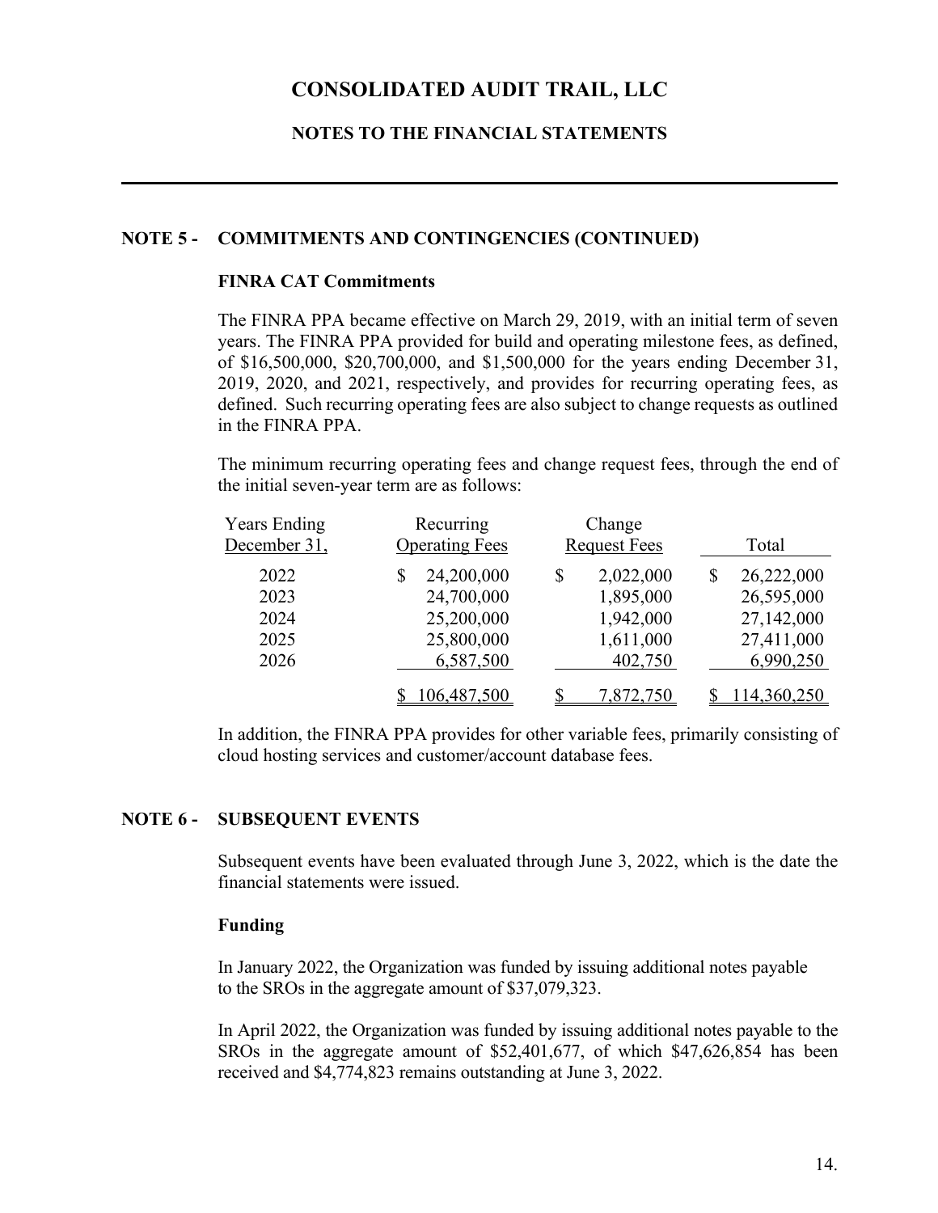# CONSOLIDATED AUDIT TRAIL, LLC

## NOTES TO THE FINANCIAL STATEMENTS

---

## NOTE 5 - COMMITMENTS AND CONTINGENCIES (CONTINUED)

### FINRA CAT Commitments

The FINRA PPA became effective on March 29, 2019, with an initial term of seven years. The FINRA PPA provided for build and operating milestone fees, as defined, of $16,500,000, $20,700,000, and $1,500,000 for the years ending December 31, 2019, 2020, and 2021, respectively, and provides for recurring operating fees, as defined. Such recurring operating fees are also subject to change requests as outlined in the FINRA PPA.

The minimum recurring operating fees and change request fees, through the end of the initial seven-year term are as follows:

| Years Ending December 31, | Recurring Operating Fees | Change Request Fees | Total |
|---|---|---|---|
| 2022 | $ 24,200,000 | $ 2,022,000 | $ 26,222,000 |
| 2023 | 24,700,000 | 1,895,000 | 26,595,000 |
| 2024 | 25,200,000 | 1,942,000 | 27,142,000 |
| 2025 | 25,800,000 | 1,611,000 | 27,411,000 |
| 2026 | 6,587,500 | 402,750 | 6,990,250 |
| | $ 106,487,500 | $ 7,872,750 | $ 114,360,250 |

In addition, the FINRA PPA provides for other variable fees, primarily consisting of cloud hosting services and customer/account database fees.

## NOTE 6 - SUBSEQUENT EVENTS

Subsequent events have been evaluated through June 3, 2022, which is the date the financial statements were issued.

### Funding

In January 2022, the Organization was funded by issuing additional notes payable to the SROs in the aggregate amount of $37,079,323.

In April 2022, the Organization was funded by issuing additional notes payable to the SROs in the aggregate amount of $52,401,677, of which $47,626,854 has been received and $4,774,823 remains outstanding at June 3, 2022.